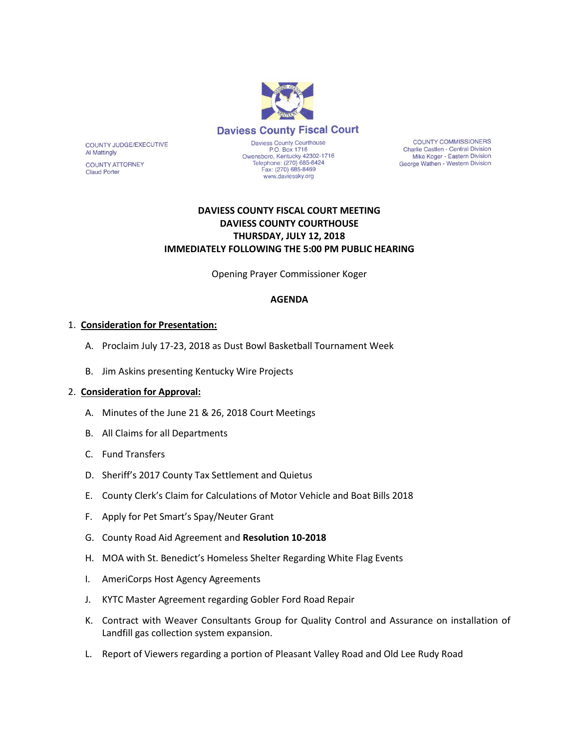# Daviess County Fiscal Court

COUNTY JUDGE/EXECUTIVE
Al Mattingly

COUNTY ATTORNEY
Claud Porter

Daviess County Courthouse
P.O. Box 1716
Owensboro, Kentucky 42302-1716
Telephone: (270) 685-8424
Fax: (270) 685-8469
www.daviessky.org

COUNTY COMMISSIONERS
Charlie Castlen - Central Division
Mike Koger - Eastern Division
George Wathen - Western Division

**DAVIESS COUNTY FISCAL COURT MEETING**
**DAVIESS COUNTY COURTHOUSE**
**THURSDAY, JULY 12, 2018**
**IMMEDIATELY FOLLOWING THE 5:00 PM PUBLIC HEARING**

Opening Prayer Commissioner Koger

**AGENDA**

1. **Consideration for Presentation:**
   - A. Proclaim July 17-23, 2018 as Dust Bowl Basketball Tournament Week
   - B. Jim Askins presenting Kentucky Wire Projects
2. **Consideration for Approval:**
   - A. Minutes of the June 21 & 26, 2018 Court Meetings
   - B. All Claims for all Departments
   - C. Fund Transfers
   - D. Sheriff's 2017 County Tax Settlement and Quietus
   - E. County Clerk's Claim for Calculations of Motor Vehicle and Boat Bills 2018
   - F. Apply for Pet Smart's Spay/Neuter Grant
   - G. County Road Aid Agreement and **Resolution 10-2018**
   - H. MOA with St. Benedict's Homeless Shelter Regarding White Flag Events
   - I. AmeriCorps Host Agency Agreements
   - J. KYTC Master Agreement regarding Gobler Ford Road Repair
   - K. Contract with Weaver Consultants Group for Quality Control and Assurance on installation of Landfill gas collection system expansion.
   - L. Report of Viewers regarding a portion of Pleasant Valley Road and Old Lee Rudy Road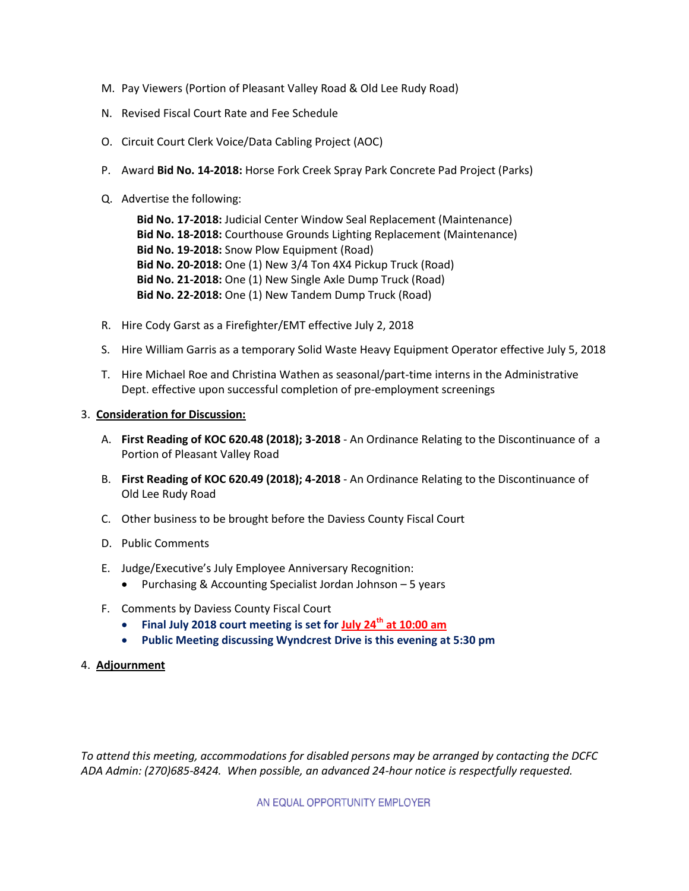M. Pay Viewers (Portion of Pleasant Valley Road & Old Lee Rudy Road)

N. Revised Fiscal Court Rate and Fee Schedule

O. Circuit Court Clerk Voice/Data Cabling Project (AOC)

P. Award **Bid No. 14-2018:** Horse Fork Creek Spray Park Concrete Pad Project (Parks)

Q. Advertise the following:

   **Bid No. 17-2018:** Judicial Center Window Seal Replacement (Maintenance)
   **Bid No. 18-2018:** Courthouse Grounds Lighting Replacement (Maintenance)
   **Bid No. 19-2018:** Snow Plow Equipment (Road)
   **Bid No. 20-2018:** One (1) New 3/4 Ton 4X4 Pickup Truck (Road)
   **Bid No. 21-2018:** One (1) New Single Axle Dump Truck (Road)
   **Bid No. 22-2018:** One (1) New Tandem Dump Truck (Road)

R. Hire Cody Garst as a Firefighter/EMT effective July 2, 2018

S. Hire William Garris as a temporary Solid Waste Heavy Equipment Operator effective July 5, 2018

T. Hire Michael Roe and Christina Wathen as seasonal/part-time interns in the Administrative Dept. effective upon successful completion of pre-employment screenings

3. **Consideration for Discussion:**

   A. **First Reading of KOC 620.48 (2018); 3-2018** - An Ordinance Relating to the Discontinuance of a Portion of Pleasant Valley Road

   B. **First Reading of KOC 620.49 (2018); 4-2018** - An Ordinance Relating to the Discontinuance of Old Lee Rudy Road

   C. Other business to be brought before the Daviess County Fiscal Court

   D. Public Comments

   E. Judge/Executive's July Employee Anniversary Recognition:
      - Purchasing & Accounting Specialist Jordan Johnson – 5 years

   F. Comments by Daviess County Fiscal Court
      - **Final July 2018 court meeting is set for July 24th at 10:00 am**
      - **Public Meeting discussing Wyndcrest Drive is this evening at 5:30 pm**

4. **Adjournment**

*To attend this meeting, accommodations for disabled persons may be arranged by contacting the DCFC ADA Admin: (270)685-8424. When possible, an advanced 24-hour notice is respectfully requested.*

AN EQUAL OPPORTUNITY EMPLOYER